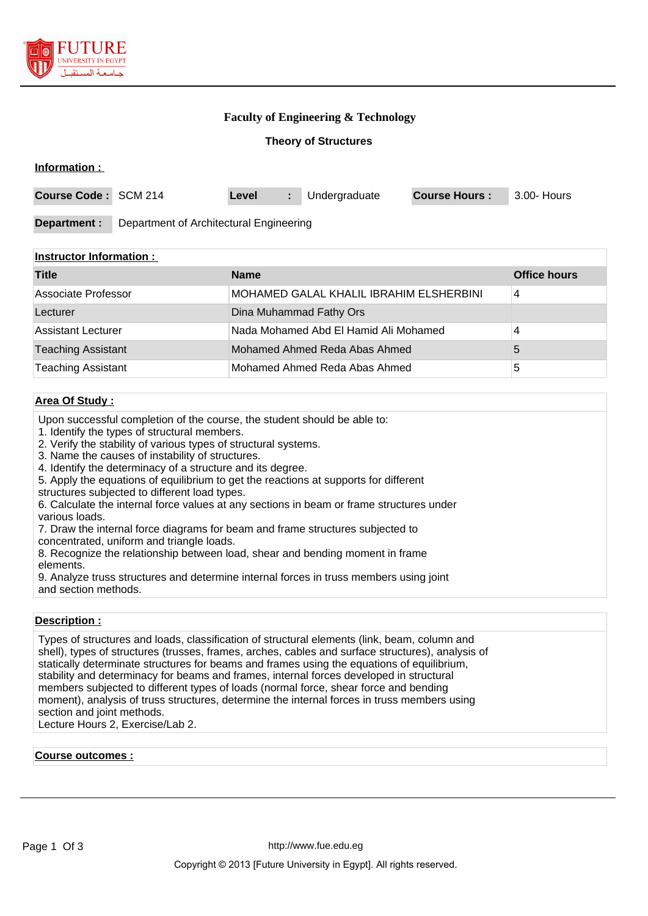# Faculty of Engineering & Technology

## Theory of Structures

**Information :**

| **Course Code :** | SCM 214 | **Level** | **:** | Undergraduate | **Course Hours :** | 3.00- Hours |
|---|---|---|---|---|---|---|

| **Department :** | Department of Architectural Engineering |
|---|---|

**Instructor Information :**

| Title | Name | Office hours |
|---|---|---|
| Associate Professor | MOHAMED GALAL KHALIL IBRAHIM ELSHERBINI | 4 |
| Lecturer | Dina Muhammad Fathy Ors | |
| Assistant Lecturer | Nada Mohamed Abd El Hamid Ali Mohamed | 4 |
| Teaching Assistant | Mohamed Ahmed Reda Abas Ahmed | 5 |
| Teaching Assistant | Mohamed Ahmed Reda Abas Ahmed | 5 |

**Area Of Study :**

Upon successful completion of the course, the student should be able to:
1. Identify the types of structural members.
2. Verify the stability of various types of structural systems.
3. Name the causes of instability of structures.
4. Identify the determinacy of a structure and its degree.
5. Apply the equations of equilibrium to get the reactions at supports for different structures subjected to different load types.
6. Calculate the internal force values at any sections in beam or frame structures under various loads.
7. Draw the internal force diagrams for beam and frame structures subjected to concentrated, uniform and triangle loads.
8. Recognize the relationship between load, shear and bending moment in frame elements.
9. Analyze truss structures and determine internal forces in truss members using joint and section methods.

**Description :**

Types of structures and loads, classification of structural elements (link, beam, column and shell), types of structures (trusses, frames, arches, cables and surface structures), analysis of statically determinate structures for beams and frames using the equations of equilibrium, stability and determinacy for beams and frames, internal forces developed in structural members subjected to different types of loads (normal force, shear force and bending moment), analysis of truss structures, determine the internal forces in truss members using section and joint methods.
Lecture Hours 2, Exercise/Lab 2.

**Course outcomes :**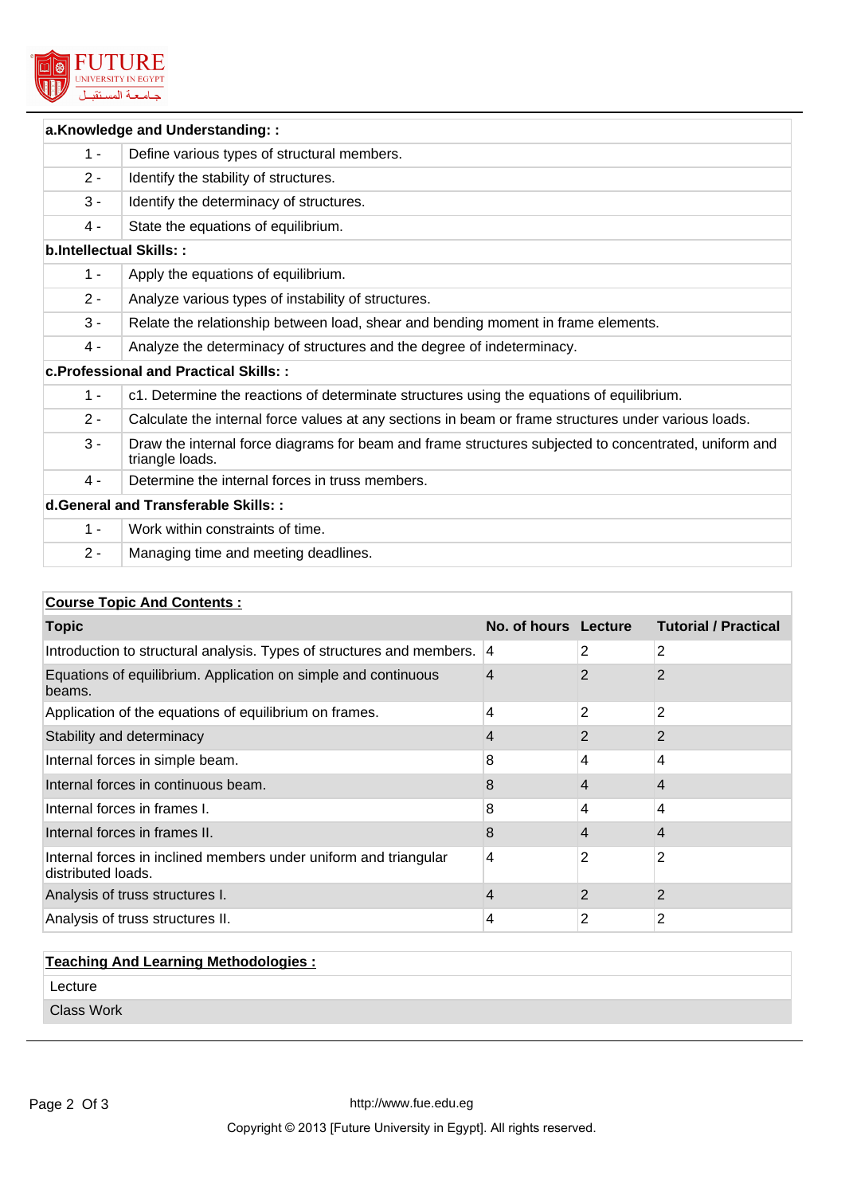| a.Knowledge and Understanding: : | |
|---|---|
| 1 - | Define various types of structural members. |
| 2 - | Identify the stability of structures. |
| 3 - | Identify the determinacy of structures. |
| 4 - | State the equations of equilibrium. |
| **b.Intellectual Skills: :** | |
| 1 - | Apply the equations of equilibrium. |
| 2 - | Analyze various types of instability of structures. |
| 3 - | Relate the relationship between load, shear and bending moment in frame elements. |
| 4 - | Analyze the determinacy of structures and the degree of indeterminacy. |
| **c.Professional and Practical Skills: :** | |
| 1 - | c1. Determine the reactions of determinate structures using the equations of equilibrium. |
| 2 - | Calculate the internal force values at any sections in beam or frame structures under various loads. |
| 3 - | Draw the internal force diagrams for beam and frame structures subjected to concentrated, uniform and triangle loads. |
| 4 - | Determine the internal forces in truss members. |
| **d.General and Transferable Skills: :** | |
| 1 - | Work within constraints of time. |
| 2 - | Managing time and meeting deadlines. |

**Course Topic And Contents :**

| Topic | No. of hours | Lecture | Tutorial / Practical |
|---|---|---|---|
| Introduction to structural analysis. Types of structures and members. | 4 | 2 | 2 |
| Equations of equilibrium. Application on simple and continuous beams. | 4 | 2 | 2 |
| Application of the equations of equilibrium on frames. | 4 | 2 | 2 |
| Stability and determinacy | 4 | 2 | 2 |
| Internal forces in simple beam. | 8 | 4 | 4 |
| Internal forces in continuous beam. | 8 | 4 | 4 |
| Internal forces in frames I. | 8 | 4 | 4 |
| Internal forces in frames II. | 8 | 4 | 4 |
| Internal forces in inclined members under uniform and triangular distributed loads. | 4 | 2 | 2 |
| Analysis of truss structures I. | 4 | 2 | 2 |
| Analysis of truss structures II. | 4 | 2 | 2 |

**Teaching And Learning Methodologies :**

- Lecture
- Class Work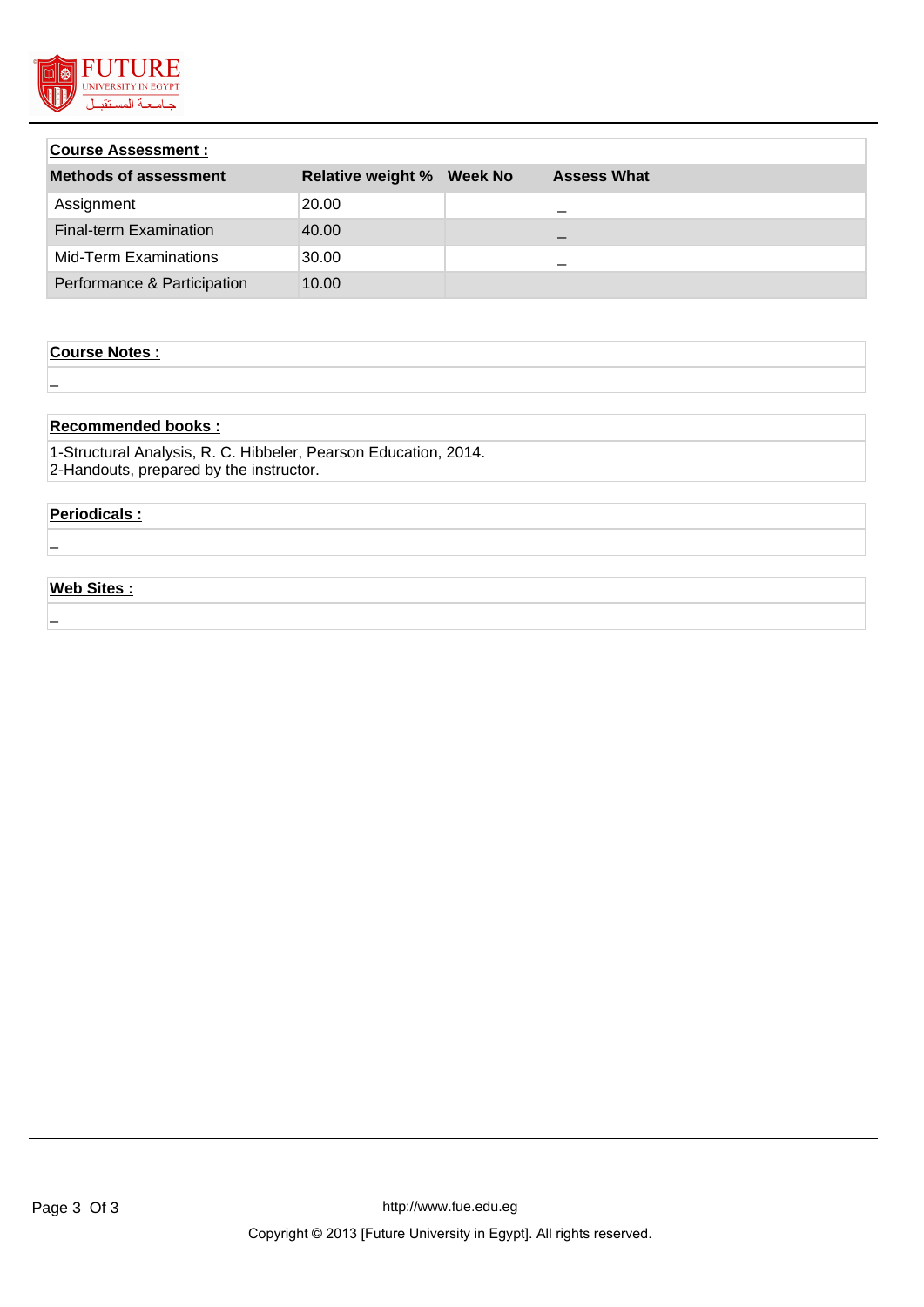**Course Assessment :**

| Methods of assessment | Relative weight % | Week No | Assess What |
|---|---|---|---|
| Assignment | 20.00 | | _ |
| Final-term Examination | 40.00 | | _ |
| Mid-Term Examinations | 30.00 | | _ |
| Performance & Participation | 10.00 | | |

**Course Notes :**

_

**Recommended books :**

1-Structural Analysis, R. C. Hibbeler, Pearson Education, 2014.
2-Handouts, prepared by the instructor.

**Periodicals :**

_

**Web Sites :**

_